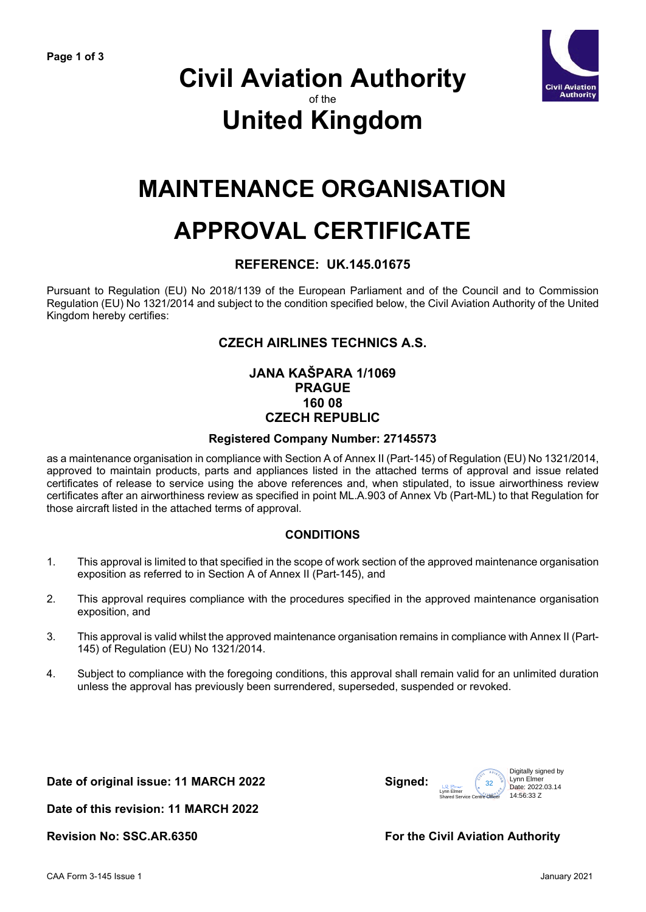# Civil Aviation Authority

of the

# United Kingdom

# MAINTENANCE ORGANISATION APPROVAL CERTIFICATE

### REFERENCE: UK.145.01675

Pursuant to Regulation (EU) No 2018/1139 of the European Parliament and of the Council and to Commission Regulation (EU) No 1321/2014 and subject to the condition specified below, the Civil Aviation Authority of the United Kingdom hereby certifies:

**CZECH AIRLINES TECHNICS A.S.**

**JANA KAŠPARA 1/1069**
**PRAGUE**
**160 08**
**CZECH REPUBLIC**

**Registered Company Number: 27145573**

as a maintenance organisation in compliance with Section A of Annex II (Part-145) of Regulation (EU) No 1321/2014, approved to maintain products, parts and appliances listed in the attached terms of approval and issue related certificates of release to service using the above references and, when stipulated, to issue airworthiness review certificates after an airworthiness review as specified in point ML.A.903 of Annex Vb (Part-ML) to that Regulation for those aircraft listed in the attached terms of approval.

### CONDITIONS

1. This approval is limited to that specified in the scope of work section of the approved maintenance organisation exposition as referred to in Section A of Annex II (Part-145), and
2. This approval requires compliance with the procedures specified in the approved maintenance organisation exposition, and
3. This approval is valid whilst the approved maintenance organisation remains in compliance with Annex II (Part-145) of Regulation (EU) No 1321/2014.
4. Subject to compliance with the foregoing conditions, this approval shall remain valid for an unlimited duration unless the approval has previously been surrendered, superseded, suspended or revoked.

**Date of original issue: 11 MARCH 2022**

**Date of this revision: 11 MARCH 2022**

**Revision No: SSC.AR.6350**

**Signed:** Lynn Elmer, Shared Service Centre Officer

Digitally signed by Lynn Elmer
Date: 2022.03.14 14:56:33 Z

**For the Civil Aviation Authority**

CAA Form 3-145 Issue 1 — January 2021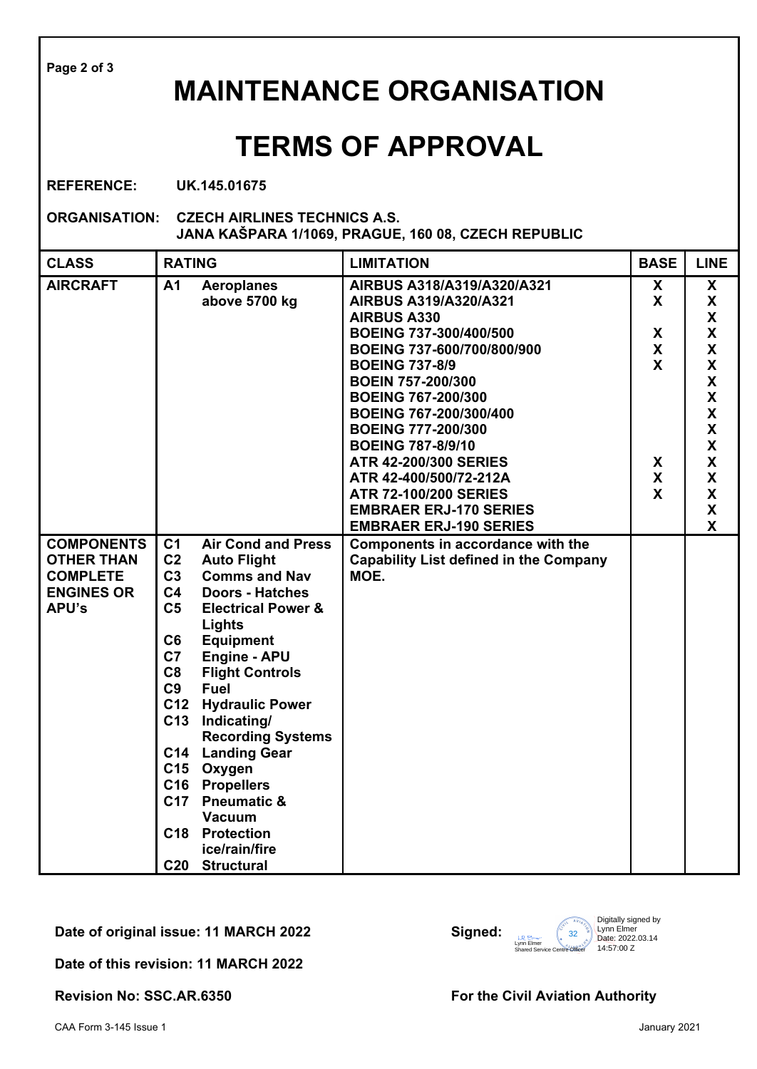# MAINTENANCE ORGANISATION

# TERMS OF APPROVAL

**REFERENCE:** **UK.145.01675**

**ORGANISATION:** **CZECH AIRLINES TECHNICS A.S.**
**JANA KAŠPARA 1/1069, PRAGUE, 160 08, CZECH REPUBLIC**

| CLASS | RATING | LIMITATION | BASE | LINE |
|---|---|---|---|---|
| **AIRCRAFT** | **A1 Aeroplanes above 5700 kg** | **AIRBUS A318/A319/A320/A321** | **X** | **X** |
| | | **AIRBUS A319/A320/A321** | **X** | **X** |
| | | **AIRBUS A330** | | **X** |
| | | **BOEING 737-300/400/500** | **X** | **X** |
| | | **BOEING 737-600/700/800/900** | **X** | **X** |
| | | **BOEING 737-8/9** | **X** | **X** |
| | | **BOEIN 757-200/300** | | **X** |
| | | **BOEING 767-200/300** | | **X** |
| | | **BOEING 767-200/300/400** | | **X** |
| | | **BOEING 777-200/300** | | **X** |
| | | **BOEING 787-8/9/10** | | **X** |
| | | **ATR 42-200/300 SERIES** | **X** | **X** |
| | | **ATR 42-400/500/72-212A** | **X** | **X** |
| | | **ATR 72-100/200 SERIES** | **X** | **X** |
| | | **EMBRAER ERJ-170 SERIES** | | **X** |
| | | **EMBRAER ERJ-190 SERIES** | | **X** |
| **COMPONENTS OTHER THAN COMPLETE ENGINES OR APU's** | **C1 Air Cond and Press**<br>**C2 Auto Flight**<br>**C3 Comms and Nav**<br>**C4 Doors - Hatches**<br>**C5 Electrical Power & Lights**<br>**C6 Equipment**<br>**C7 Engine - APU**<br>**C8 Flight Controls**<br>**C9 Fuel**<br>**C12 Hydraulic Power**<br>**C13 Indicating/ Recording Systems**<br>**C14 Landing Gear**<br>**C15 Oxygen**<br>**C16 Propellers**<br>**C17 Pneumatic & Vacuum**<br>**C18 Protection ice/rain/fire**<br>**C20 Structural** | **Components in accordance with the Capability List defined in the Company MOE.** | | |

**Date of original issue: 11 MARCH 2022**

**Date of this revision: 11 MARCH 2022**

**Revision No: SSC.AR.6350**

**Signed:** Lynn Elmer, Shared Service Centre Officer — Digitally signed by Lynn Elmer, Date: 2022.03.14 14:57:00 Z

**For the Civil Aviation Authority**

CAA Form 3-145 Issue 1 — January 2021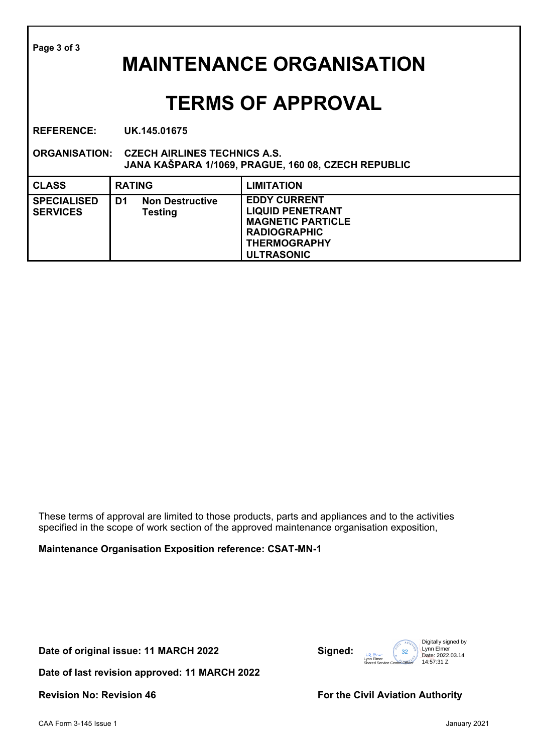# MAINTENANCE ORGANISATION

# TERMS OF APPROVAL

**REFERENCE:** UK.145.01675

**ORGANISATION:** CZECH AIRLINES TECHNICS A.S.
JANA KAŠPARA 1/1069, PRAGUE, 160 08, CZECH REPUBLIC

| CLASS | RATING | LIMITATION |
|---|---|---|
| SPECIALISED SERVICES | D1 Non Destructive Testing | EDDY CURRENT<br>LIQUID PENETRANT<br>MAGNETIC PARTICLE<br>RADIOGRAPHIC<br>THERMOGRAPHY<br>ULTRASONIC |

These terms of approval are limited to those products, parts and appliances and to the activities specified in the scope of work section of the approved maintenance organisation exposition,

**Maintenance Organisation Exposition reference: CSAT-MN-1**

**Date of original issue: 11 MARCH 2022**

**Date of last revision approved: 11 MARCH 2022**

**Revision No: Revision 46**

**Signed:** Lynn Elmer, Shared Service Centre Officer
Digitally signed by Lynn Elmer
Date: 2022.03.14 14:57:31 Z

**For the Civil Aviation Authority**

CAA Form 3-145 Issue 1 January 2021